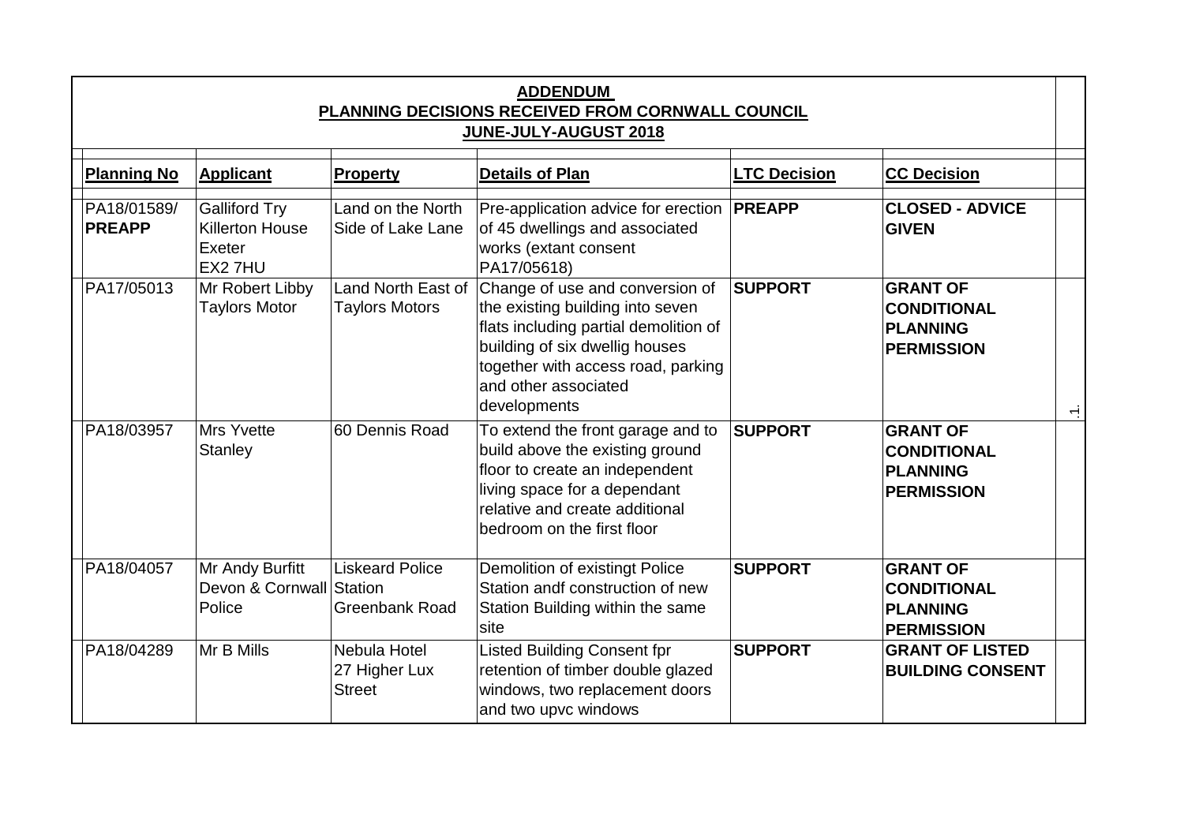# ADDENDUM

## PLANNING DECISIONS RECEIVED FROM CORNWALL COUNCIL

### JUNE-JULY-AUGUST 2018

| Planning No | Applicant | Property | Details of Plan | LTC Decision | CC Decision |
|---|---|---|---|---|---|
| PA18/01589/ **PREAPP** | Galliford Try Killerton House Exeter EX2 7HU | Land on the North Side of Lake Lane | Pre-application advice for erection of 45 dwellings and associated works (extant consent PA17/05618) | **PREAPP** | **CLOSED - ADVICE GIVEN** |
| PA17/05013 | Mr Robert Libby Taylors Motor | Land North East of Taylors Motors | Change of use and conversion of the existing building into seven flats including partial demolition of building of six dwellig houses together with access road, parking and other associated developments | **SUPPORT** | **GRANT OF CONDITIONAL PLANNING PERMISSION** |
| PA18/03957 | Mrs Yvette Stanley | 60 Dennis Road | To extend the front garage and to build above the existing ground floor to create an independent living space for a dependant relative and create additional bedroom on the first floor | **SUPPORT** | **GRANT OF CONDITIONAL PLANNING PERMISSION** |
| PA18/04057 | Mr Andy Burfitt Devon & Cornwall Police | Liskeard Police Station Greenbank Road | Demolition of existingt Police Station andf construction of new Station Building within the same site | **SUPPORT** | **GRANT OF CONDITIONAL PLANNING PERMISSION** |
| PA18/04289 | Mr B Mills | Nebula Hotel 27 Higher Lux Street | Listed Building Consent fpr retention of timber double glazed windows, two replacement doors and two upvc windows | **SUPPORT** | **GRANT OF LISTED BUILDING CONSENT** |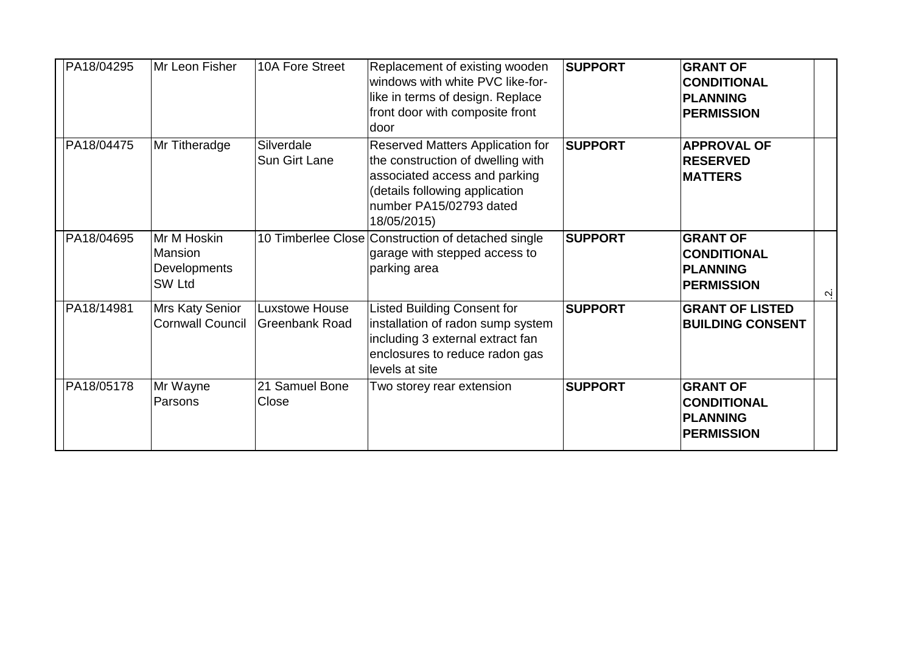| | | | | | |
|---|---|---|---|---|---|
| PA18/04295 | Mr Leon Fisher | 10A Fore Street | Replacement of existing wooden windows with white PVC like-for-like in terms of design. Replace front door with composite front door | **SUPPORT** | **GRANT OF CONDITIONAL PLANNING PERMISSION** |
| PA18/04475 | Mr Titheradge | Silverdale Sun Girt Lane | Reserved Matters Application for the construction of dwelling with associated access and parking (details following application number PA15/02793 dated 18/05/2015) | **SUPPORT** | **APPROVAL OF RESERVED MATTERS** |
| PA18/04695 | Mr M Hoskin Mansion Developments SW Ltd | 10 Timberlee Close | Construction of detached single garage with stepped access to parking area | **SUPPORT** | **GRANT OF CONDITIONAL PLANNING PERMISSION** |
| PA18/14981 | Mrs Katy Senior Cornwall Council | Luxstowe House Greenbank Road | Listed Building Consent for installation of radon sump system including 3 external extract fan enclosures to reduce radon gas levels at site | **SUPPORT** | **GRANT OF LISTED BUILDING CONSENT** |
| PA18/05178 | Mr Wayne Parsons | 21 Samuel Bone Close | Two storey rear extension | **SUPPORT** | **GRANT OF CONDITIONAL PLANNING PERMISSION** |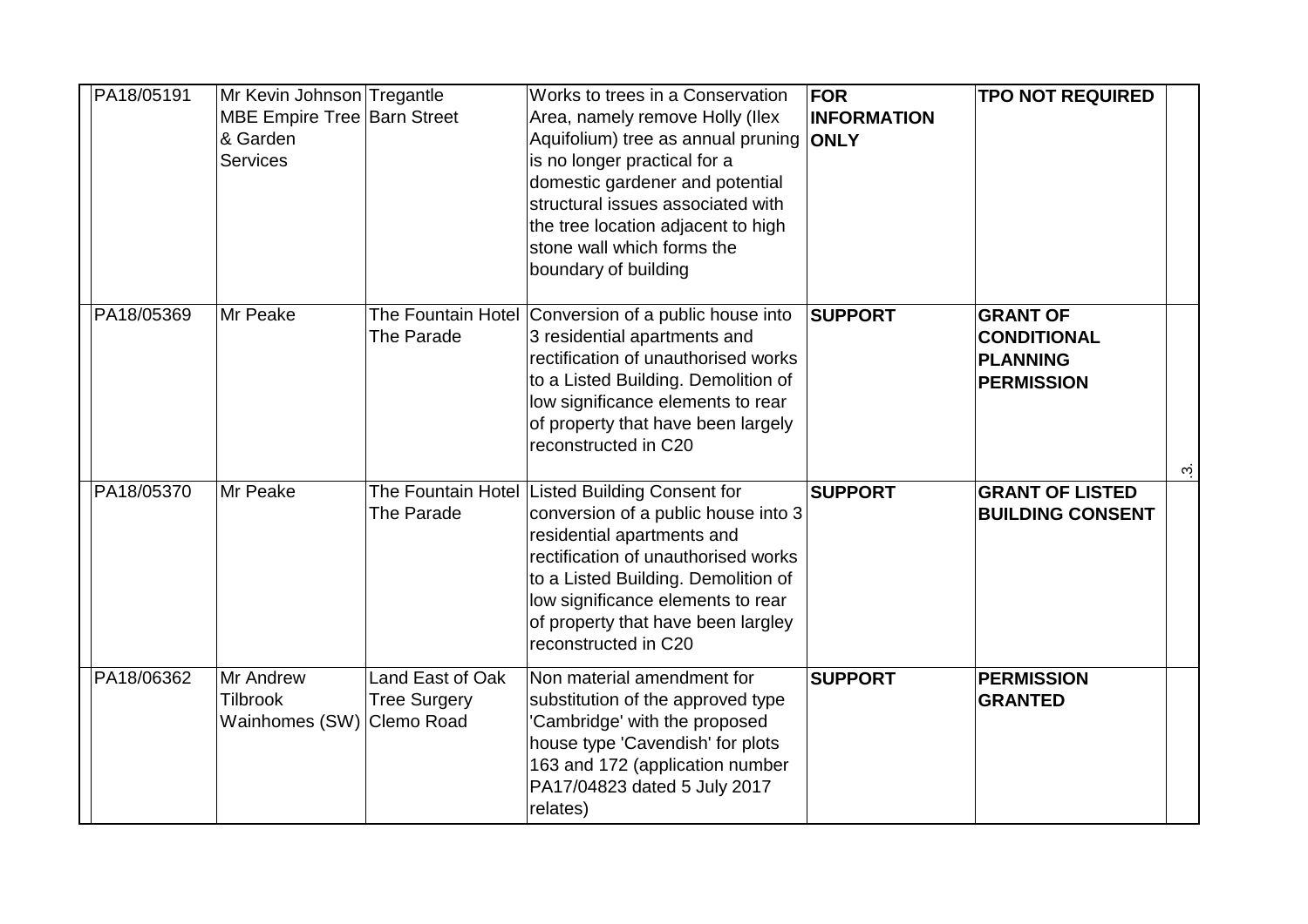| | | | | | |
|---|---|---|---|---|---|
| PA18/05191 | Mr Kevin Johnson MBE Empire Tree & Garden Services | Tregantle Barn Street | Works to trees in a Conservation Area, namely remove Holly (Ilex Aquifolium) tree as annual pruning is no longer practical for a domestic gardener and potential structural issues associated with the tree location adjacent to high stone wall which forms the boundary of building | **FOR INFORMATION ONLY** | **TPO NOT REQUIRED** |
| PA18/05369 | Mr Peake | The Fountain Hotel The Parade | Conversion of a public house into 3 residential apartments and rectification of unauthorised works to a Listed Building. Demolition of low significance elements to rear of property that have been largely reconstructed in C20 | **SUPPORT** | **GRANT OF CONDITIONAL PLANNING PERMISSION** |
| PA18/05370 | Mr Peake | The Fountain Hotel The Parade | Listed Building Consent for conversion of a public house into 3 residential apartments and rectification of unauthorised works to a Listed Building. Demolition of low significance elements to rear of property that have been largley reconstructed in C20 | **SUPPORT** | **GRANT OF LISTED BUILDING CONSENT** |
| PA18/06362 | Mr Andrew Tilbrook Wainhomes (SW) | Land East of Oak Tree Surgery Clemo Road | Non material amendment for substitution of the approved type 'Cambridge' with the proposed house type 'Cavendish' for plots 163 and 172 (application number PA17/04823 dated 5 July 2017 relates) | **SUPPORT** | **PERMISSION GRANTED** |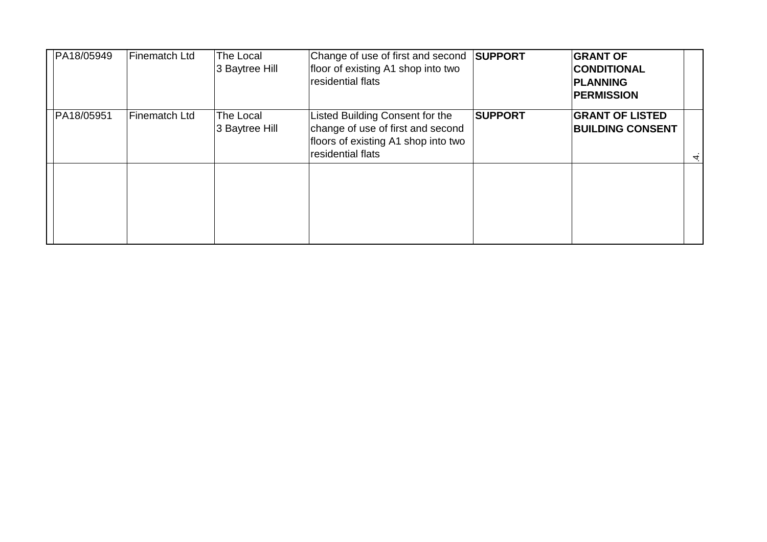| | | | | | | |
|---|---|---|---|---|---|---|
| PA18/05949 | Finematch Ltd | The Local 3 Baytree Hill | Change of use of first and second floor of existing A1 shop into two residential flats | **SUPPORT** | **GRANT OF CONDITIONAL PLANNING PERMISSION** | |
| PA18/05951 | Finematch Ltd | The Local 3 Baytree Hill | Listed Building Consent for the change of use of first and second floors of existing A1 shop into two residential flats | **SUPPORT** | **GRANT OF LISTED BUILDING CONSENT** | |
| | | | | | | |